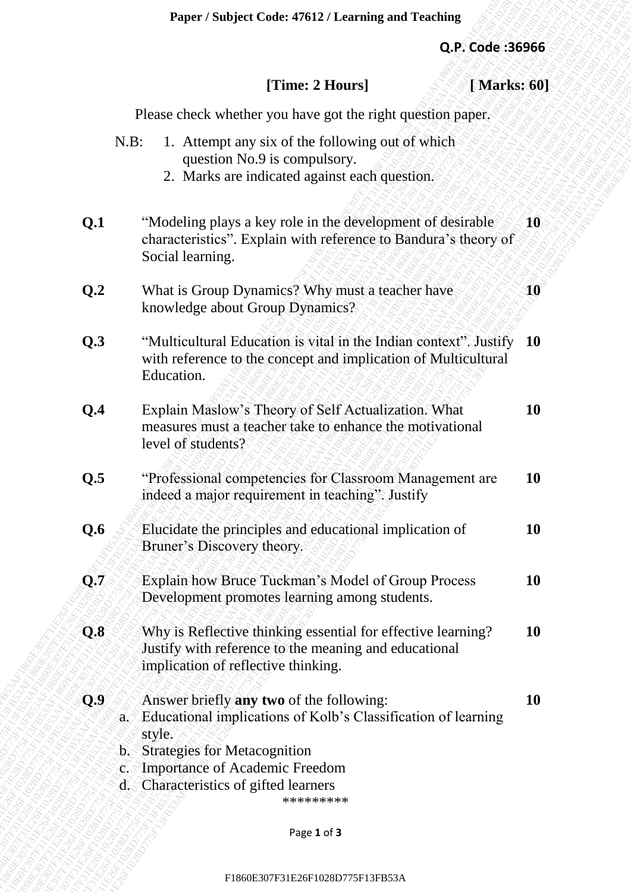Paper / Subject Code: 47612 / Learning and Teaching

**Q.P. Code :36966**

**[Time: 2 Hours]** **[ Marks: 60]**

Please check whether you have got the right question paper.

N.B:
1. Attempt any six of the following out of which question No.9 is compulsory.
2. Marks are indicated against each question.

| | | |
|---|---|---|
| **Q.1** | "Modeling plays a key role in the development of desirable characteristics". Explain with reference to Bandura's theory of Social learning. | **10** |
| **Q.2** | What is Group Dynamics? Why must a teacher have knowledge about Group Dynamics? | **10** |
| **Q.3** | "Multicultural Education is vital in the Indian context". Justify with reference to the concept and implication of Multicultural Education. | **10** |
| **Q.4** | Explain Maslow's Theory of Self Actualization. What measures must a teacher take to enhance the motivational level of students? | **10** |
| **Q.5** | "Professional competencies for Classroom Management are indeed a major requirement in teaching". Justify | **10** |
| **Q.6** | Elucidate the principles and educational implication of Bruner's Discovery theory. | **10** |
| **Q.7** | Explain how Bruce Tuckman's Model of Group Process Development promotes learning among students. | **10** |
| **Q.8** | Why is Reflective thinking essential for effective learning? Justify with reference to the meaning and educational implication of reflective thinking. | **10** |
| **Q.9** | Answer briefly **any two** of the following: | **10** |

a. Educational implications of Kolb's Classification of learning style.
b. Strategies for Metacognition
c. Importance of Academic Freedom
d. Characteristics of gifted learners

*********

F1860E307F31E26F1028D775F13FB53A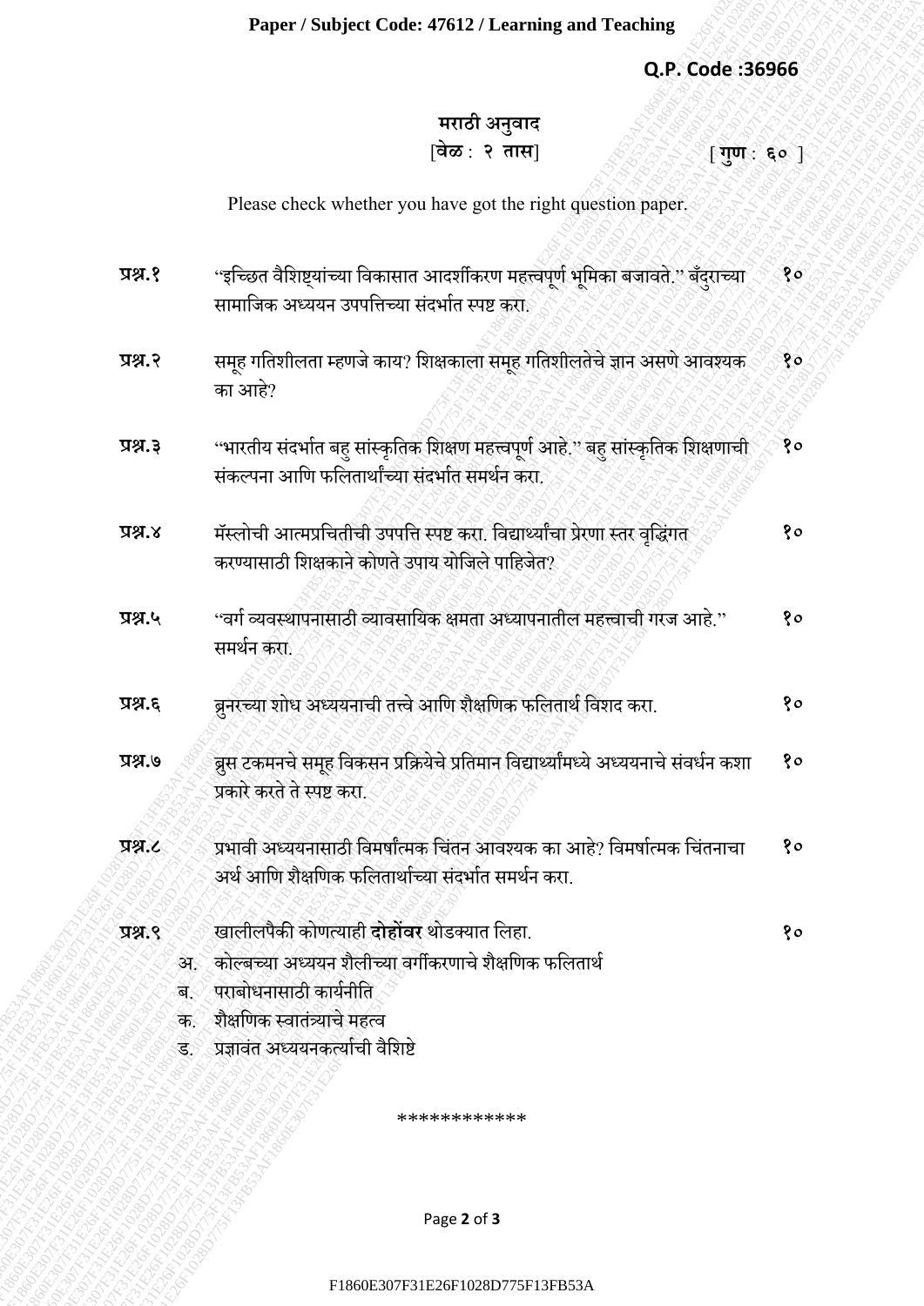Paper / Subject Code: 47612 / Learning and Teaching

**Q.P. Code :36966**

**मराठी अनुवाद**

[**वेळ** : **२ तास**] [**गुण** : ६० ]

Please check whether you have got the right question paper.

**प्रश्न.१** "इच्छित वैशिष्ट्यांच्या विकासात आदर्शीकरण महत्त्वपूर्ण भूमिका बजावते." बँदुराच्या सामाजिक अध्ययन उपपत्तिच्या संदर्भात स्पष्ट करा. १०

**प्रश्न.२** समूह गतिशीलता म्हणजे काय? शिक्षकाला समूह गतिशीलतेचे ज्ञान असणे आवश्यक का आहे? १०

**प्रश्न.३** "भारतीय संदर्भात बहु सांस्कृतिक शिक्षण महत्त्वपूर्ण आहे." बहु सांस्कृतिक शिक्षणाची संकल्पना आणि फलितार्थांच्या संदर्भात समर्थन करा. १०

**प्रश्न.४** मॅस्लोची आत्मप्रचितीची उपपत्ति स्पष्ट करा. विद्यार्थ्यांचा प्रेरणा स्तर वृद्धिंगत करण्यासाठी शिक्षकाने कोणते उपाय योजिले पाहिजेत? १०

**प्रश्न.५** "वर्ग व्यवस्थापनासाठी व्यावसायिक क्षमता अध्यापनातील महत्त्वाची गरज आहे." समर्थन करा. १०

**प्रश्न.६** ब्रुनरच्या शोध अध्ययनाची तत्त्वे आणि शैक्षणिक फलितार्थ विशद करा. १०

**प्रश्न.७** ब्रुस टकमनचे समूह विकसन प्रक्रियेचे प्रतिमान विद्यार्थ्यांमध्ये अध्ययनाचे संवर्धन कशा प्रकारे करते ते स्पष्ट करा. १०

**प्रश्न.८** प्रभावी अध्ययनासाठी विमर्षात्मक चिंतन आवश्यक का आहे? विमर्षात्मक चिंतनाचा अर्थ आणि शैक्षणिक फलितार्थाच्या संदर्भात समर्थन करा. १०

**प्रश्न.९** खालीलपैकी कोणत्याही **दोहोंवर** थोडक्यात लिहा. १०

अ. कोल्बच्या अध्ययन शैलीच्या वर्गीकरणाचे शैक्षणिक फलितार्थ

ब. पराबोधनासाठी कार्यनीति

क. शैक्षणिक स्वातंत्र्याचे महत्व

ड. प्रज्ञावंत अध्ययनकर्त्याची वैशिष्टे

************

F1860E307F31E26F1028D775F13FB53A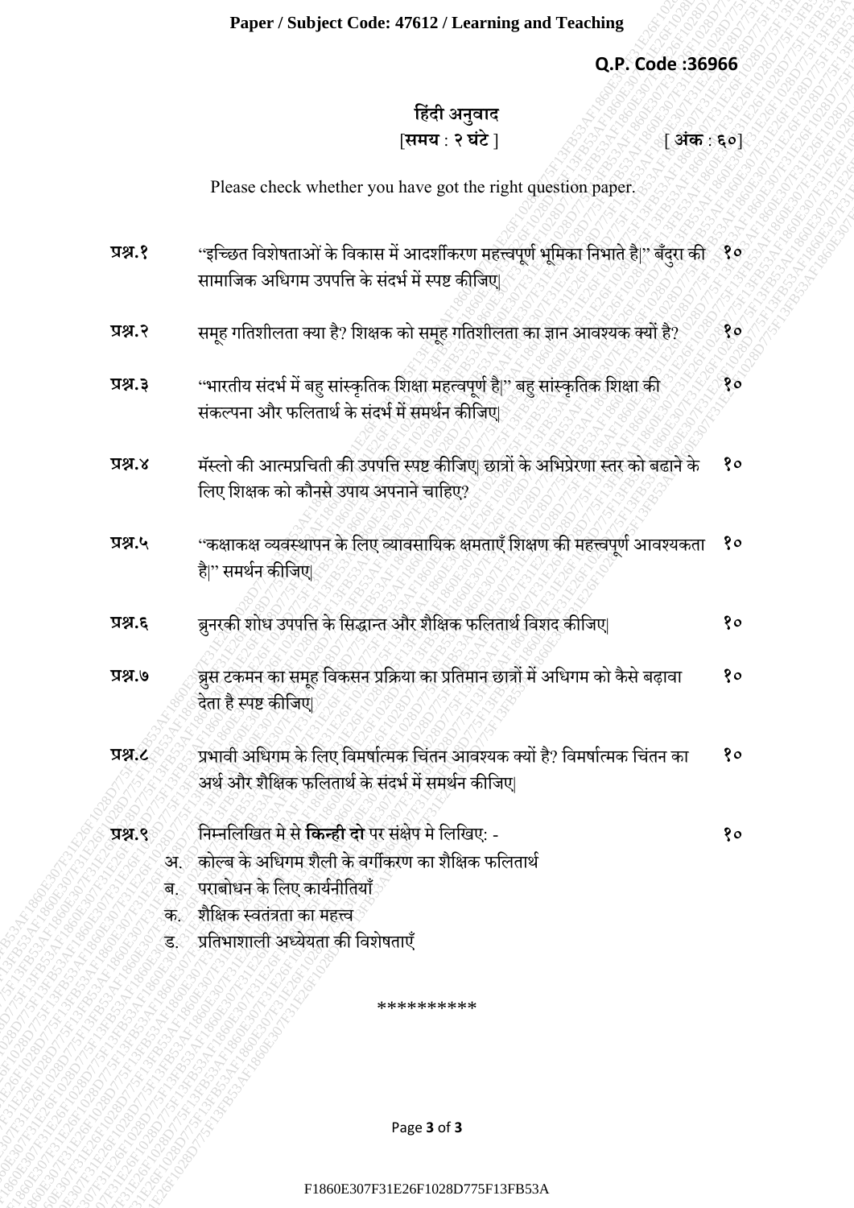Paper / Subject Code: 47612 / Learning and Teaching

**Q.P. Code :36966**

## हिंदी अनुवाद

[**समय** : २ **घंटे** ] [ **अंक** : ६०]

Please check whether you have got the right question paper.

**प्रश्न.१** "इच्छित विशेषताओं के विकास में आदर्शीकरण महत्त्वपूर्ण भूमिका निभाते है|" बँदुरा की सामाजिक अधिगम उपपत्ति के संदर्भ में स्पष्ट कीजिए| **१०**

**प्रश्न.२** समूह गतिशीलता क्या है? शिक्षक को समूह गतिशीलता का ज्ञान आवश्यक क्यों है? **१०**

**प्रश्न.३** "भारतीय संदर्भ में बहु सांस्कृतिक शिक्षा महत्वपूर्ण है|" बहु सांस्कृतिक शिक्षा की संकल्पना और फलितार्थ के संदर्भ में समर्थन कीजिए| **१०**

**प्रश्न.४** मॅस्लो की आत्मप्रचिती की उपपत्ति स्पष्ट कीजिए| छात्रों के अभिप्रेरणा स्तर को बढाने के लिए शिक्षक को कौनसे उपाय अपनाने चाहिए? **१०**

**प्रश्न.५** "कक्षाकक्ष व्यवस्थापन के लिए व्यावसायिक क्षमताएँ शिक्षण की महत्त्वपूर्ण आवश्यकता है|" समर्थन कीजिए| **१०**

**प्रश्न.६** ब्रुनरकी शोध उपपत्ति के सिद्धान्त और शैक्षिक फलितार्थ विशद कीजिए| **१०**

**प्रश्न.७** ब्रुस टकमन का समूह विकसन प्रक्रिया का प्रतिमान छात्रों में अधिगम को कैसे बढ़ावा देता है स्पष्ट कीजिए| **१०**

**प्रश्न.८** प्रभावी अधिगम के लिए विमर्षात्मक चिंतन आवश्यक क्यों है? विमर्षात्मक चिंतन का अर्थ और शैक्षिक फलितार्थ के संदर्भ में समर्थन कीजिए| **१०**

**प्रश्न.९** निम्नलिखित मे से **किन्ही दो** पर संक्षेप मे लिखिए: - **१०**

- अ. कोल्ब के अधिगम शैली के वर्गीकरण का शैक्षिक फलितार्थ
- ब. पराबोधन के लिए कार्यनीतियाँ
- क. शैक्षिक स्वतंत्रता का महत्त्व
- ड. प्रतिभाशाली अध्येयता की विशेषताएँ

*********

F1860E307F31E26F1028D775F13FB53A